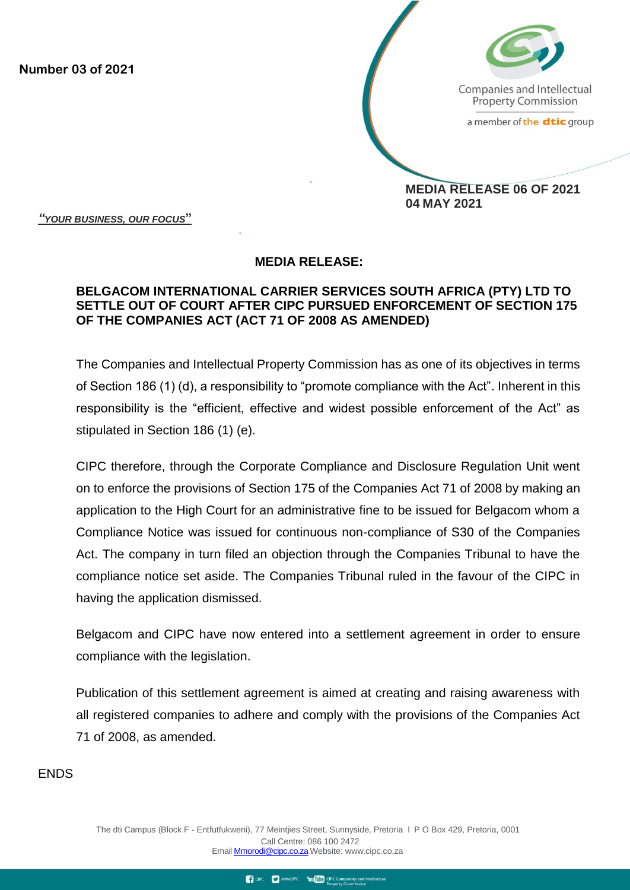**Number 03 of 2021**

Companies and Intellectual Property Commission

a member of the dtic group

**MEDIA RELEASE 06 OF 2021**
**04 MAY 2021**

***"YOUR BUSINESS, OUR FOCUS"***

**MEDIA RELEASE:**

**BELGACOM INTERNATIONAL CARRIER SERVICES SOUTH AFRICA (PTY) LTD TO SETTLE OUT OF COURT AFTER CIPC PURSUED ENFORCEMENT OF SECTION 175 OF THE COMPANIES ACT (ACT 71 OF 2008 AS AMENDED)**

The Companies and Intellectual Property Commission has as one of its objectives in terms of Section 186 (1) (d), a responsibility to "promote compliance with the Act". Inherent in this responsibility is the "efficient, effective and widest possible enforcement of the Act" as stipulated in Section 186 (1) (e).

CIPC therefore, through the Corporate Compliance and Disclosure Regulation Unit went on to enforce the provisions of Section 175 of the Companies Act 71 of 2008 by making an application to the High Court for an administrative fine to be issued for Belgacom whom a Compliance Notice was issued for continuous non-compliance of S30 of the Companies Act. The company in turn filed an objection through the Companies Tribunal to have the compliance notice set aside. The Companies Tribunal ruled in the favour of the CIPC in having the application dismissed.

Belgacom and CIPC have now entered into a settlement agreement in order to ensure compliance with the legislation.

Publication of this settlement agreement is aimed at creating and raising awareness with all registered companies to adhere and comply with the provisions of the Companies Act 71 of 2008, as amended.

ENDS

The dti Campus (Block F - Entfutfukweni), 77 Meintjies Street, Sunnyside, Pretoria I P O Box 429, Pretoria, 0001
Call Centre: 086 100 2472
Email Mmorodi@cipc.co.za Website: www.cipc.co.za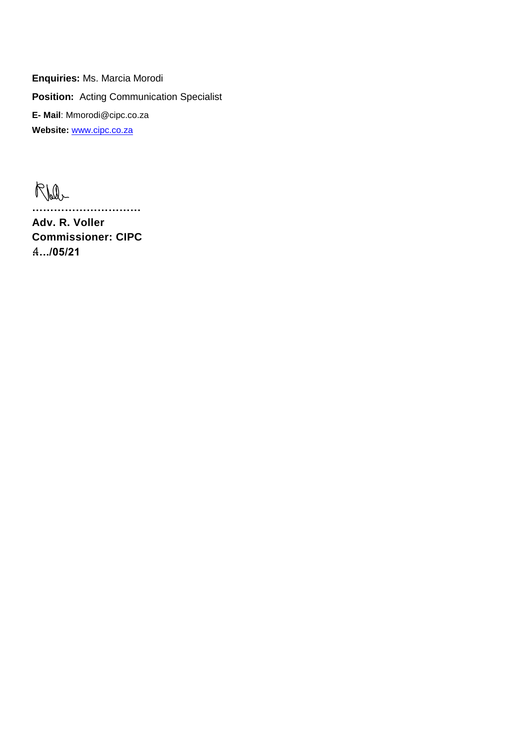**Enquiries:** Ms. Marcia Morodi

**Position:** Acting Communication Specialist

**E- Mail**: Mmorodi@cipc.co.za

**Website:** www.cipc.co.za

…………………………

**Adv. R. Voller**
**Commissioner: CIPC**
4**…/05/21**